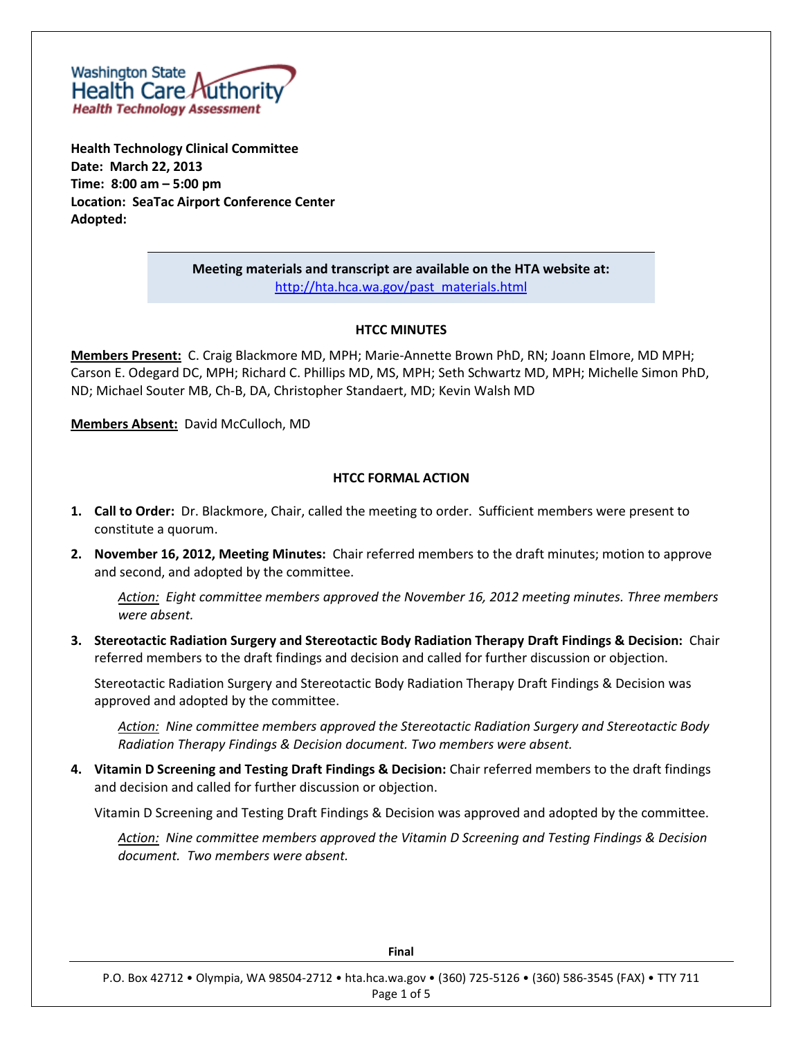**Washington State Health Care Authority**
**Health Technology Assessment**

**Health Technology Clinical Committee**
**Date: March 22, 2013**
**Time: 8:00 am – 5:00 pm**
**Location: SeaTac Airport Conference Center**
**Adopted:**

> **Meeting materials and transcript are available on the HTA website at:**
> http://hta.hca.wa.gov/past_materials.html

## HTCC MINUTES

**Members Present:** C. Craig Blackmore MD, MPH; Marie-Annette Brown PhD, RN; Joann Elmore, MD MPH; Carson E. Odegard DC, MPH; Richard C. Phillips MD, MS, MPH; Seth Schwartz MD, MPH; Michelle Simon PhD, ND; Michael Souter MB, Ch-B, DA, Christopher Standaert, MD; Kevin Walsh MD

**Members Absent:** David McCulloch, MD

## HTCC FORMAL ACTION

1. **Call to Order:** Dr. Blackmore, Chair, called the meeting to order. Sufficient members were present to constitute a quorum.

2. **November 16, 2012, Meeting Minutes:** Chair referred members to the draft minutes; motion to approve and second, and adopted by the committee.

   *Action: Eight committee members approved the November 16, 2012 meeting minutes. Three members were absent.*

3. **Stereotactic Radiation Surgery and Stereotactic Body Radiation Therapy Draft Findings & Decision:** Chair referred members to the draft findings and decision and called for further discussion or objection.

   Stereotactic Radiation Surgery and Stereotactic Body Radiation Therapy Draft Findings & Decision was approved and adopted by the committee.

   *Action: Nine committee members approved the Stereotactic Radiation Surgery and Stereotactic Body Radiation Therapy Findings & Decision document. Two members were absent.*

4. **Vitamin D Screening and Testing Draft Findings & Decision:** Chair referred members to the draft findings and decision and called for further discussion or objection.

   Vitamin D Screening and Testing Draft Findings & Decision was approved and adopted by the committee.

   *Action: Nine committee members approved the Vitamin D Screening and Testing Findings & Decision document. Two members were absent.*

Final

P.O. Box 42712 • Olympia, WA 98504-2712 • hta.hca.wa.gov • (360) 725-5126 • (360) 586-3545 (FAX) • TTY 711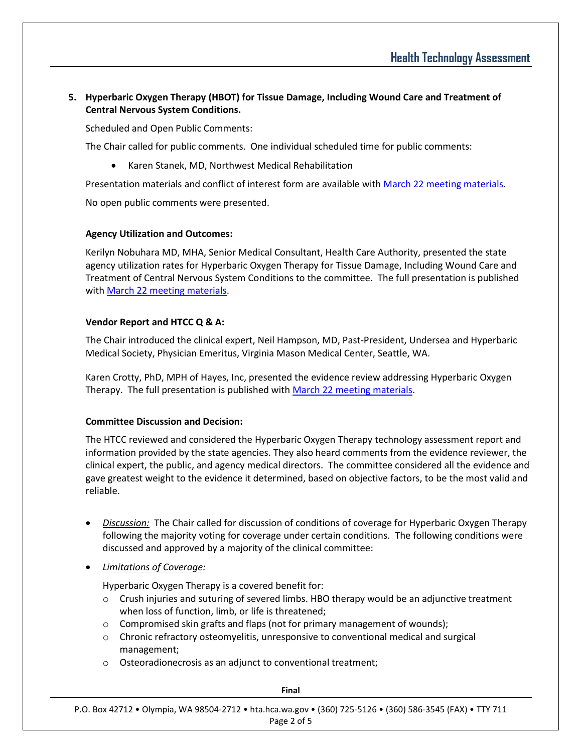## 5. Hyperbaric Oxygen Therapy (HBOT) for Tissue Damage, Including Wound Care and Treatment of Central Nervous System Conditions.

Scheduled and Open Public Comments:

The Chair called for public comments. One individual scheduled time for public comments:

- Karen Stanek, MD, Northwest Medical Rehabilitation

Presentation materials and conflict of interest form are available with March 22 meeting materials.

No open public comments were presented.

### Agency Utilization and Outcomes:

Kerilyn Nobuhara MD, MHA, Senior Medical Consultant, Health Care Authority, presented the state agency utilization rates for Hyperbaric Oxygen Therapy for Tissue Damage, Including Wound Care and Treatment of Central Nervous System Conditions to the committee. The full presentation is published with March 22 meeting materials.

### Vendor Report and HTCC Q & A:

The Chair introduced the clinical expert, Neil Hampson, MD, Past-President, Undersea and Hyperbaric Medical Society, Physician Emeritus, Virginia Mason Medical Center, Seattle, WA.

Karen Crotty, PhD, MPH of Hayes, Inc, presented the evidence review addressing Hyperbaric Oxygen Therapy. The full presentation is published with March 22 meeting materials.

### Committee Discussion and Decision:

The HTCC reviewed and considered the Hyperbaric Oxygen Therapy technology assessment report and information provided by the state agencies. They also heard comments from the evidence reviewer, the clinical expert, the public, and agency medical directors. The committee considered all the evidence and gave greatest weight to the evidence it determined, based on objective factors, to be the most valid and reliable.

- *Discussion:* The Chair called for discussion of conditions of coverage for Hyperbaric Oxygen Therapy following the majority voting for coverage under certain conditions. The following conditions were discussed and approved by a majority of the clinical committee:
- *Limitations of Coverage:*

  Hyperbaric Oxygen Therapy is a covered benefit for:
  - Crush injuries and suturing of severed limbs. HBO therapy would be an adjunctive treatment when loss of function, limb, or life is threatened;
  - Compromised skin grafts and flaps (not for primary management of wounds);
  - Chronic refractory osteomyelitis, unresponsive to conventional medical and surgical management;
  - Osteoradionecrosis as an adjunct to conventional treatment;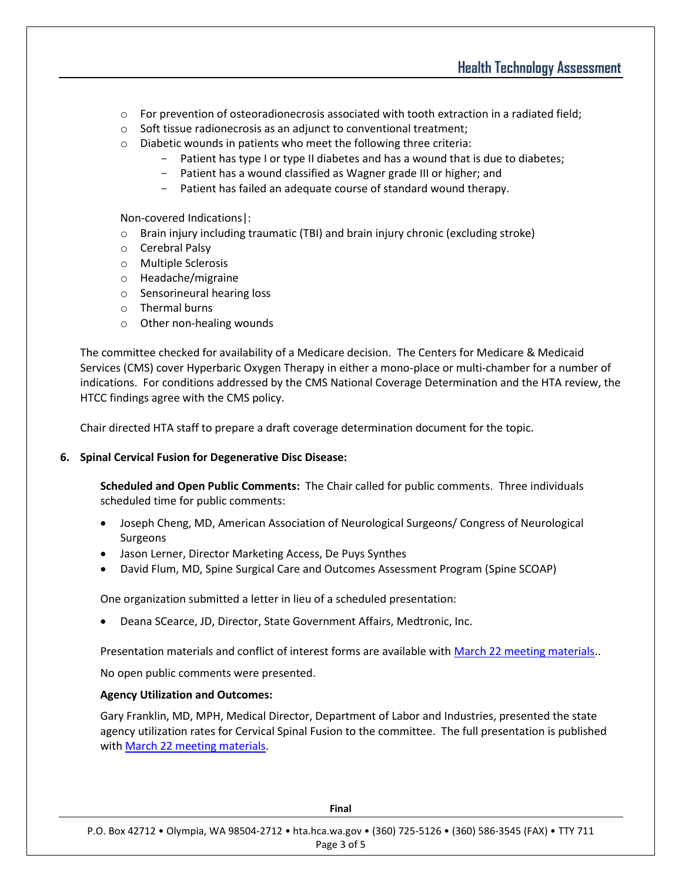- For prevention of osteoradionecrosis associated with tooth extraction in a radiated field;
- Soft tissue radionecrosis as an adjunct to conventional treatment;
- Diabetic wounds in patients who meet the following three criteria:
  - Patient has type I or type II diabetes and has a wound that is due to diabetes;
  - Patient has a wound classified as Wagner grade III or higher; and
  - Patient has failed an adequate course of standard wound therapy.

Non-covered Indications|:

- Brain injury including traumatic (TBI) and brain injury chronic (excluding stroke)
- Cerebral Palsy
- Multiple Sclerosis
- Headache/migraine
- Sensorineural hearing loss
- Thermal burns
- Other non-healing wounds

The committee checked for availability of a Medicare decision. The Centers for Medicare & Medicaid Services (CMS) cover Hyperbaric Oxygen Therapy in either a mono-place or multi-chamber for a number of indications. For conditions addressed by the CMS National Coverage Determination and the HTA review, the HTCC findings agree with the CMS policy.

Chair directed HTA staff to prepare a draft coverage determination document for the topic.

**6. Spinal Cervical Fusion for Degenerative Disc Disease:**

**Scheduled and Open Public Comments:** The Chair called for public comments. Three individuals scheduled time for public comments:

- Joseph Cheng, MD, American Association of Neurological Surgeons/ Congress of Neurological Surgeons
- Jason Lerner, Director Marketing Access, De Puys Synthes
- David Flum, MD, Spine Surgical Care and Outcomes Assessment Program (Spine SCOAP)

One organization submitted a letter in lieu of a scheduled presentation:

- Deana SCearce, JD, Director, State Government Affairs, Medtronic, Inc.

Presentation materials and conflict of interest forms are available with March 22 meeting materials..

No open public comments were presented.

**Agency Utilization and Outcomes:**

Gary Franklin, MD, MPH, Medical Director, Department of Labor and Industries, presented the state agency utilization rates for Cervical Spinal Fusion to the committee. The full presentation is published with March 22 meeting materials.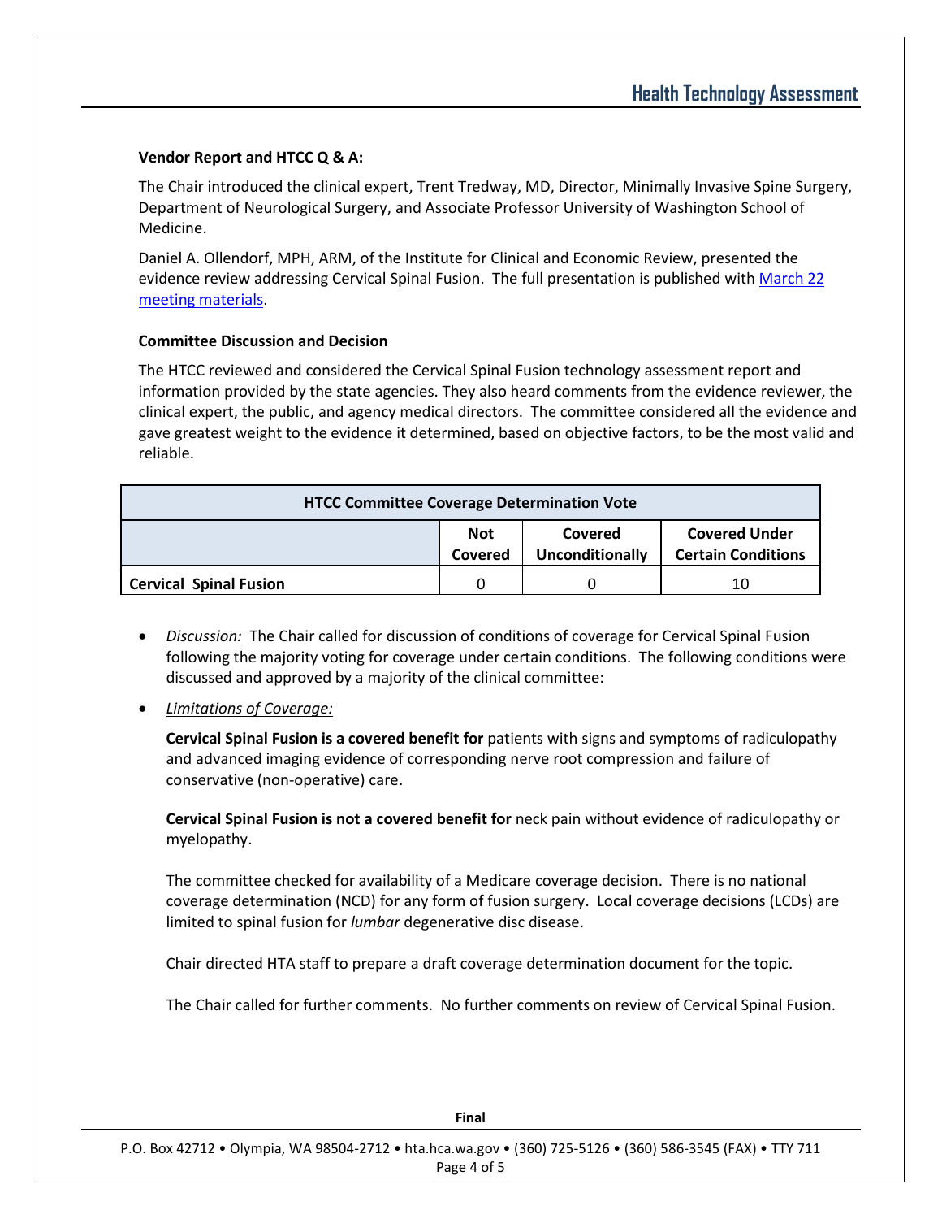**Vendor Report and HTCC Q & A:**

The Chair introduced the clinical expert, Trent Tredway, MD, Director, Minimally Invasive Spine Surgery, Department of Neurological Surgery, and Associate Professor University of Washington School of Medicine.

Daniel A. Ollendorf, MPH, ARM, of the Institute for Clinical and Economic Review, presented the evidence review addressing Cervical Spinal Fusion. The full presentation is published with March 22 meeting materials.

**Committee Discussion and Decision**

The HTCC reviewed and considered the Cervical Spinal Fusion technology assessment report and information provided by the state agencies. They also heard comments from the evidence reviewer, the clinical expert, the public, and agency medical directors. The committee considered all the evidence and gave greatest weight to the evidence it determined, based on objective factors, to be the most valid and reliable.

| HTCC Committee Coverage Determination Vote | | | |
|---|---|---|---|
| | **Not Covered** | **Covered Unconditionally** | **Covered Under Certain Conditions** |
| **Cervical Spinal Fusion** | 0 | 0 | 10 |

- *Discussion:* The Chair called for discussion of conditions of coverage for Cervical Spinal Fusion following the majority voting for coverage under certain conditions. The following conditions were discussed and approved by a majority of the clinical committee:
- *Limitations of Coverage:*

  **Cervical Spinal Fusion is a covered benefit for** patients with signs and symptoms of radiculopathy and advanced imaging evidence of corresponding nerve root compression and failure of conservative (non-operative) care.

  **Cervical Spinal Fusion is not a covered benefit for** neck pain without evidence of radiculopathy or myelopathy.

  The committee checked for availability of a Medicare coverage decision. There is no national coverage determination (NCD) for any form of fusion surgery. Local coverage decisions (LCDs) are limited to spinal fusion for *lumbar* degenerative disc disease.

  Chair directed HTA staff to prepare a draft coverage determination document for the topic.

  The Chair called for further comments. No further comments on review of Cervical Spinal Fusion.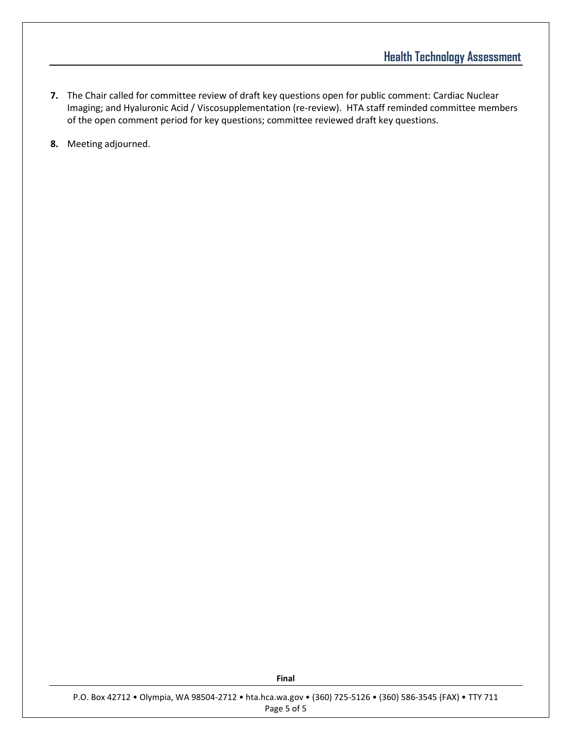7. The Chair called for committee review of draft key questions open for public comment: Cardiac Nuclear Imaging; and Hyaluronic Acid / Viscosupplementation (re-review). HTA staff reminded committee members of the open comment period for key questions; committee reviewed draft key questions.

8. Meeting adjourned.